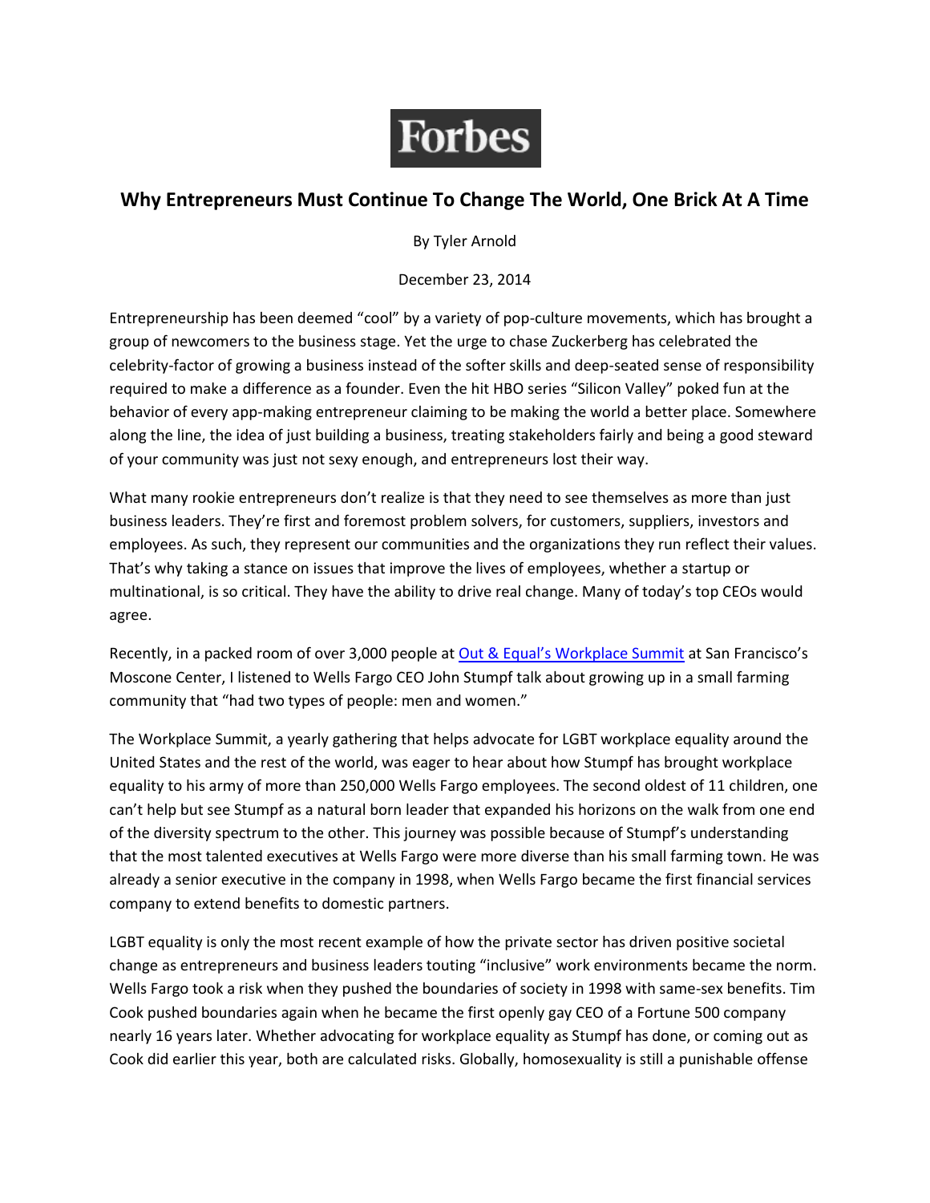Forbes

# Why Entrepreneurs Must Continue To Change The World, One Brick At A Time

By Tyler Arnold

December 23, 2014

Entrepreneurship has been deemed "cool" by a variety of pop-culture movements, which has brought a group of newcomers to the business stage. Yet the urge to chase Zuckerberg has celebrated the celebrity-factor of growing a business instead of the softer skills and deep-seated sense of responsibility required to make a difference as a founder. Even the hit HBO series "Silicon Valley" poked fun at the behavior of every app-making entrepreneur claiming to be making the world a better place. Somewhere along the line, the idea of just building a business, treating stakeholders fairly and being a good steward of your community was just not sexy enough, and entrepreneurs lost their way.

What many rookie entrepreneurs don't realize is that they need to see themselves as more than just business leaders. They're first and foremost problem solvers, for customers, suppliers, investors and employees. As such, they represent our communities and the organizations they run reflect their values. That's why taking a stance on issues that improve the lives of employees, whether a startup or multinational, is so critical. They have the ability to drive real change. Many of today's top CEOs would agree.

Recently, in a packed room of over 3,000 people at Out & Equal's Workplace Summit at San Francisco's Moscone Center, I listened to Wells Fargo CEO John Stumpf talk about growing up in a small farming community that "had two types of people: men and women."

The Workplace Summit, a yearly gathering that helps advocate for LGBT workplace equality around the United States and the rest of the world, was eager to hear about how Stumpf has brought workplace equality to his army of more than 250,000 Wells Fargo employees. The second oldest of 11 children, one can't help but see Stumpf as a natural born leader that expanded his horizons on the walk from one end of the diversity spectrum to the other. This journey was possible because of Stumpf's understanding that the most talented executives at Wells Fargo were more diverse than his small farming town. He was already a senior executive in the company in 1998, when Wells Fargo became the first financial services company to extend benefits to domestic partners.

LGBT equality is only the most recent example of how the private sector has driven positive societal change as entrepreneurs and business leaders touting "inclusive" work environments became the norm. Wells Fargo took a risk when they pushed the boundaries of society in 1998 with same-sex benefits. Tim Cook pushed boundaries again when he became the first openly gay CEO of a Fortune 500 company nearly 16 years later. Whether advocating for workplace equality as Stumpf has done, or coming out as Cook did earlier this year, both are calculated risks. Globally, homosexuality is still a punishable offense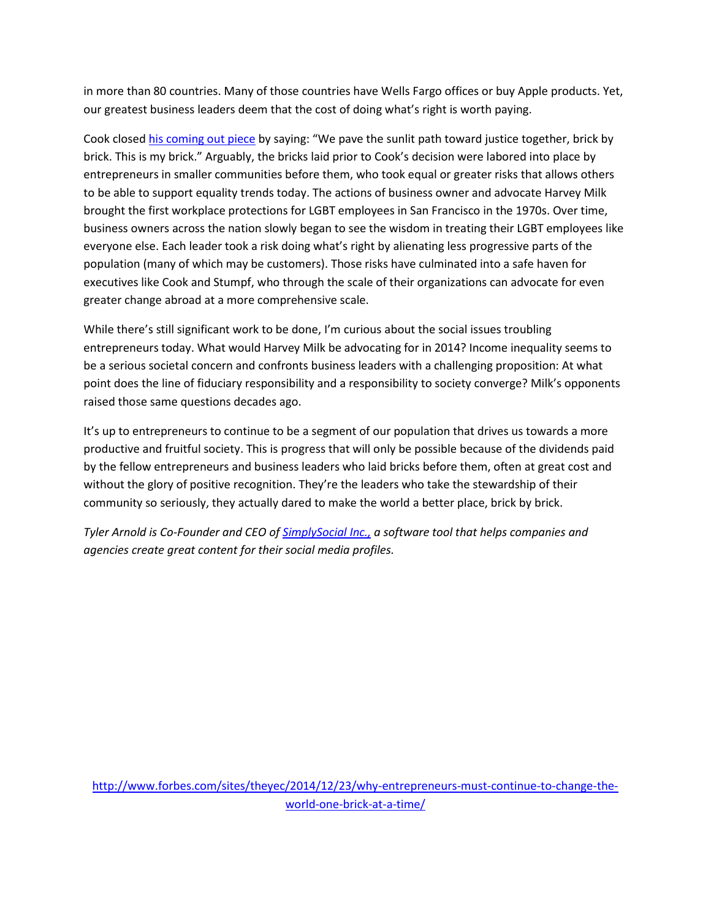in more than 80 countries. Many of those countries have Wells Fargo offices or buy Apple products. Yet, our greatest business leaders deem that the cost of doing what's right is worth paying.

Cook closed [his coming out piece] by saying: "We pave the sunlit path toward justice together, brick by brick. This is my brick." Arguably, the bricks laid prior to Cook's decision were labored into place by entrepreneurs in smaller communities before them, who took equal or greater risks that allows others to be able to support equality trends today. The actions of business owner and advocate Harvey Milk brought the first workplace protections for LGBT employees in San Francisco in the 1970s. Over time, business owners across the nation slowly began to see the wisdom in treating their LGBT employees like everyone else. Each leader took a risk doing what's right by alienating less progressive parts of the population (many of which may be customers). Those risks have culminated into a safe haven for executives like Cook and Stumpf, who through the scale of their organizations can advocate for even greater change abroad at a more comprehensive scale.

While there's still significant work to be done, I'm curious about the social issues troubling entrepreneurs today. What would Harvey Milk be advocating for in 2014? Income inequality seems to be a serious societal concern and confronts business leaders with a challenging proposition: At what point does the line of fiduciary responsibility and a responsibility to society converge? Milk's opponents raised those same questions decades ago.

It's up to entrepreneurs to continue to be a segment of our population that drives us towards a more productive and fruitful society. This is progress that will only be possible because of the dividends paid by the fellow entrepreneurs and business leaders who laid bricks before them, often at great cost and without the glory of positive recognition. They're the leaders who take the stewardship of their community so seriously, they actually dared to make the world a better place, brick by brick.

*Tyler Arnold is Co-Founder and CEO of [SimplySocial Inc.,] a software tool that helps companies and agencies create great content for their social media profiles.*

http://www.forbes.com/sites/theyec/2014/12/23/why-entrepreneurs-must-continue-to-change-the-world-one-brick-at-a-time/